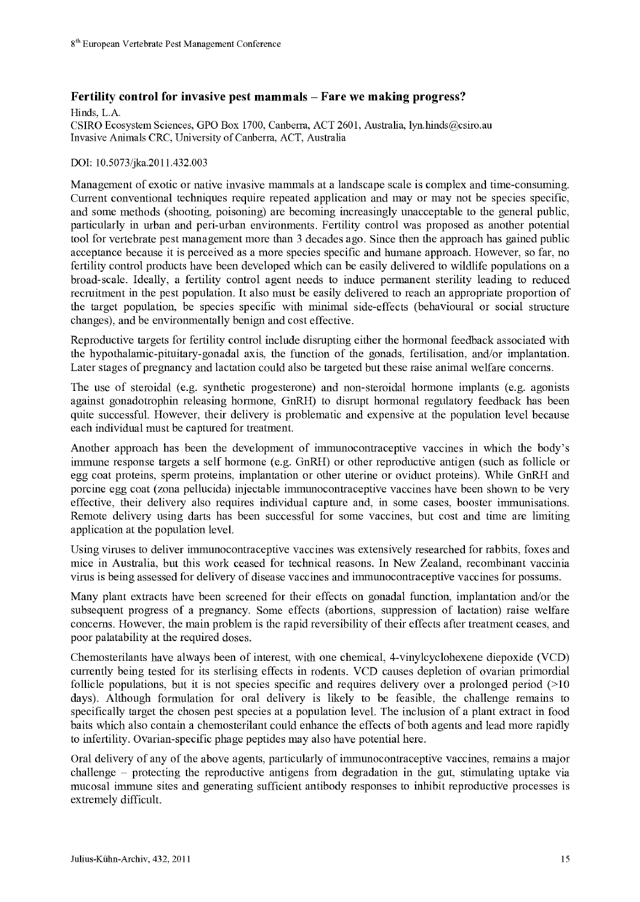## Fertility control for invasive pest mammals – Fare we making progress?

Hinds, L.A.

CSIRO Ecosystem Sciences, GPO Box 1700, Canberra, ACT 2601, Australia, lyn.hinds@csiro.au

Invasive Animals CRC, University of Canberra, ACT, Australia

DOI: 10.5073/jka.2011.432.003

Management of exotic or native invasive mammals at a landscape scale is complex and time-consuming. Current conventional techniques require repeated application and may or may not be species specific, and some methods (shooting, poisoning) are becoming increasingly unacceptable to the general public, particularly in urban and peri-urban environments. Fertility control was proposed as another potential tool for vertebrate pest management more than 3 decades ago. Since then the approach has gained public acceptance because it is perceived as a more species specific and humane approach. However, so far, no fertility control products have been developed which can be easily delivered to wildlife populations on a broad-scale. Ideally, a fertility control agent needs to induce permanent sterility leading to reduced recruitment in the pest population. It also must be easily delivered to reach an appropriate proportion of the target population, be species specific with minimal side-effects (behavioural or social structure changes), and be environmentally benign and cost effective.

Reproductive targets for fertility control include disrupting either the hormonal feedback associated with the hypothalamic-pituitary-gonadal axis, the function of the gonads, fertilisation, and/or implantation. Later stages of pregnancy and lactation could also be targeted but these raise animal welfare concerns.

The use of steroidal (e.g. synthetic progesterone) and non-steroidal hormone implants (e.g. agonists against gonadotrophin releasing hormone, GnRH) to disrupt hormonal regulatory feedback has been quite successful. However, their delivery is problematic and expensive at the population level because each individual must be captured for treatment.

Another approach has been the development of immunocontraceptive vaccines in which the body's immune response targets a self hormone (e.g. GnRH) or other reproductive antigen (such as follicle or egg coat proteins, sperm proteins, implantation or other uterine or oviduct proteins). While GnRH and porcine egg coat (zona pellucida) injectable immunocontraceptive vaccines have been shown to be very effective, their delivery also requires individual capture and, in some cases, booster immunisations. Remote delivery using darts has been successful for some vaccines, but cost and time are limiting application at the population level.

Using viruses to deliver immunocontraceptive vaccines was extensively researched for rabbits, foxes and mice in Australia, but this work ceased for technical reasons. In New Zealand, recombinant vaccinia virus is being assessed for delivery of disease vaccines and immunocontraceptive vaccines for possums.

Many plant extracts have been screened for their effects on gonadal function, implantation and/or the subsequent progress of a pregnancy. Some effects (abortions, suppression of lactation) raise welfare concerns. However, the main problem is the rapid reversibility of their effects after treatment ceases, and poor palatability at the required doses.

Chemosterilants have always been of interest, with one chemical, 4-vinylcyclohexene diepoxide (VCD) currently being tested for its sterlising effects in rodents. VCD causes depletion of ovarian primordial follicle populations, but it is not species specific and requires delivery over a prolonged period (>10 days). Although formulation for oral delivery is likely to be feasible, the challenge remains to specifically target the chosen pest species at a population level. The inclusion of a plant extract in food baits which also contain a chemosterilant could enhance the effects of both agents and lead more rapidly to infertility. Ovarian-specific phage peptides may also have potential here.

Oral delivery of any of the above agents, particularly of immunocontraceptive vaccines, remains a major challenge – protecting the reproductive antigens from degradation in the gut, stimulating uptake via mucosal immune sites and generating sufficient antibody responses to inhibit reproductive processes is extremely difficult.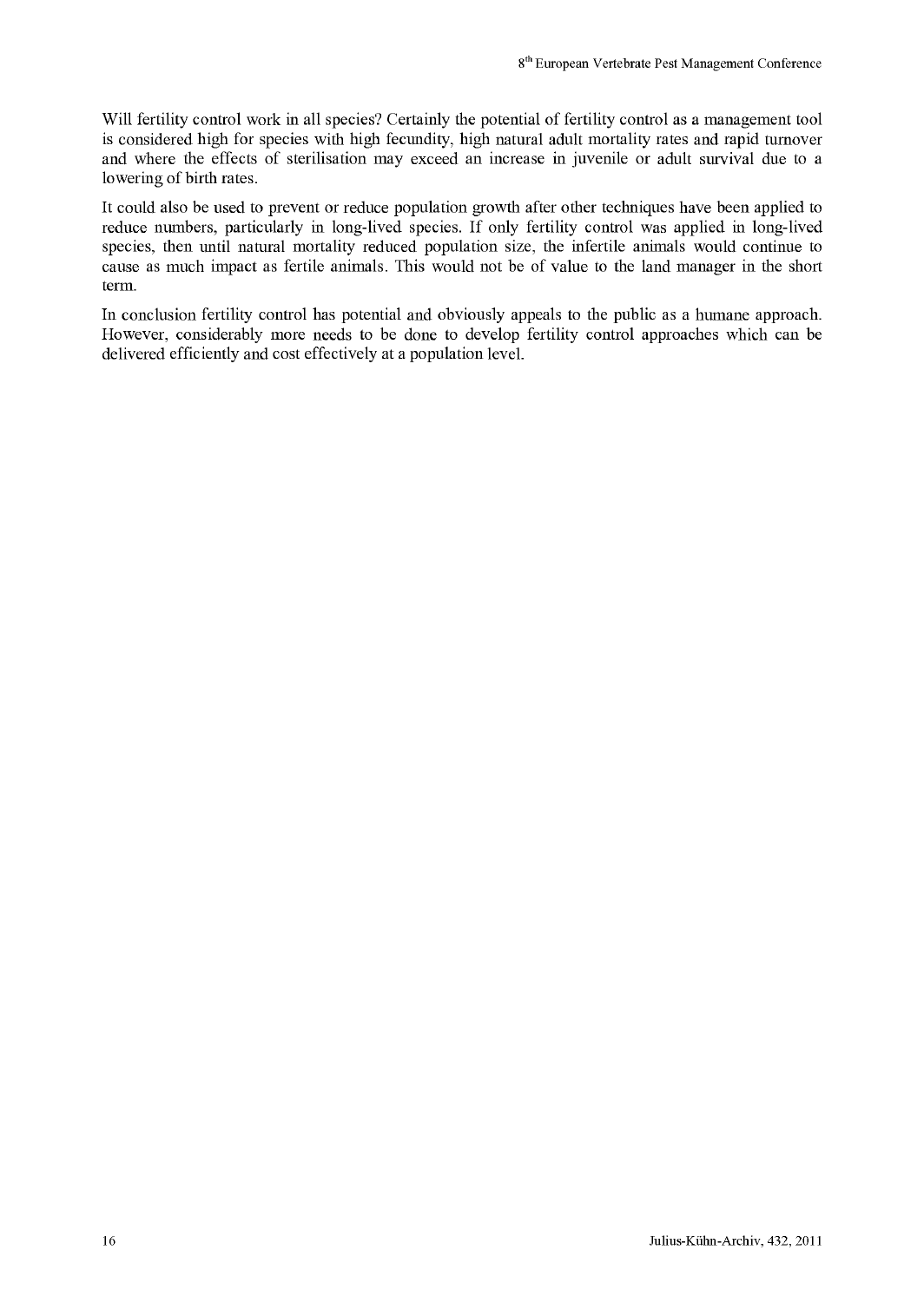Will fertility control work in all species? Certainly the potential of fertility control as a management tool is considered high for species with high fecundity, high natural adult mortality rates and rapid turnover and where the effects of sterilisation may exceed an increase in juvenile or adult survival due to a lowering of birth rates.

It could also be used to prevent or reduce population growth after other techniques have been applied to reduce numbers, particularly in long-lived species. If only fertility control was applied in long-lived species, then until natural mortality reduced population size, the infertile animals would continue to cause as much impact as fertile animals. This would not be of value to the land manager in the short term.

In conclusion fertility control has potential and obviously appeals to the public as a humane approach. However, considerably more needs to be done to develop fertility control approaches which can be delivered efficiently and cost effectively at a population level.